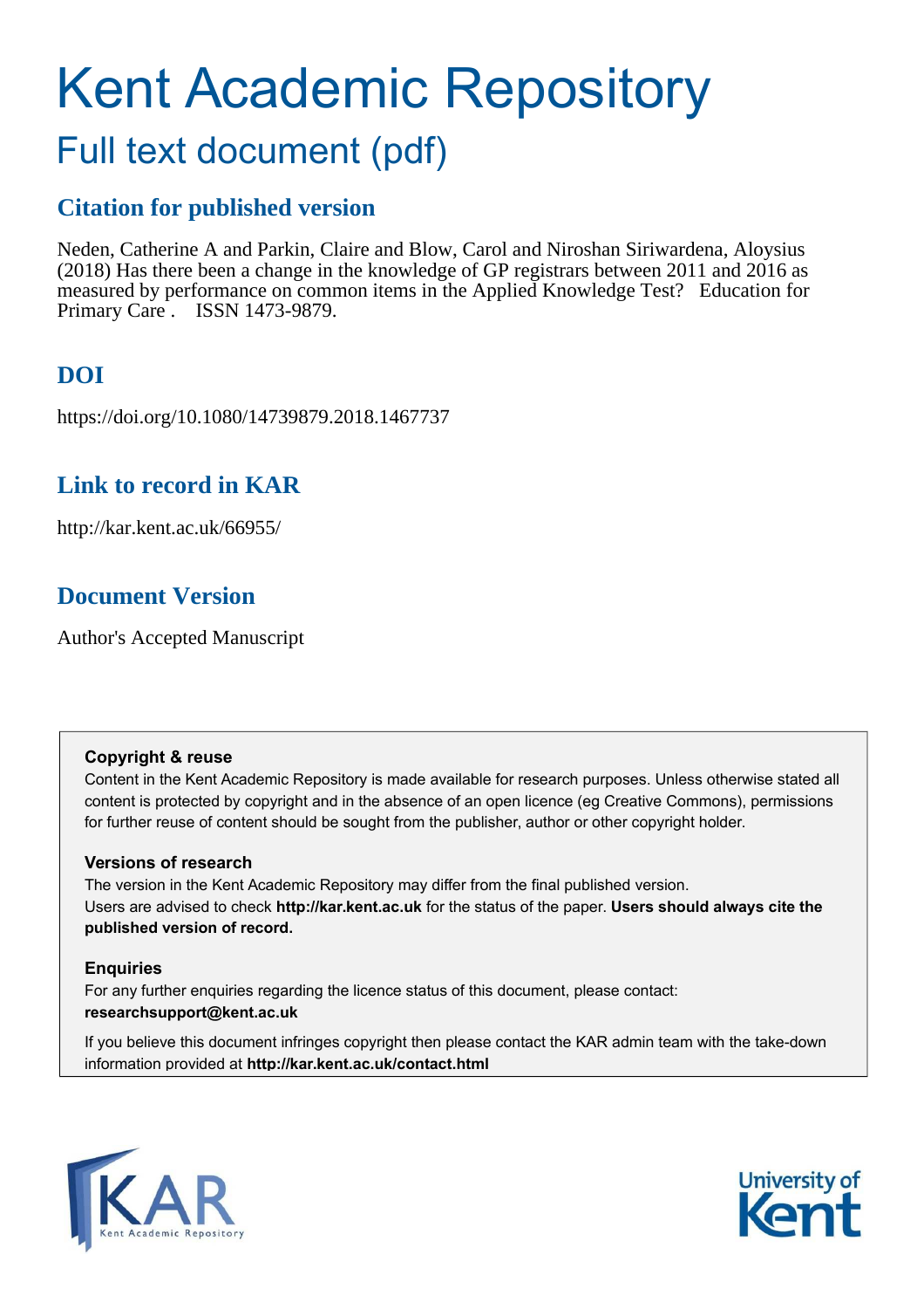# Kent Academic Repository

## Full text document (pdf)

### Citation for published version

Neden, Catherine A and Parkin, Claire and Blow, Carol and Niroshan Siriwardena, Aloysius (2018) Has there been a change in the knowledge of GP registrars between 2011 and 2016 as measured by performance on common items in the Applied Knowledge Test? Education for Primary Care . ISSN 1473-9879.

### DOI

https://doi.org/10.1080/14739879.2018.1467737

### Link to record in KAR

http://kar.kent.ac.uk/66955/

### Document Version

Author's Accepted Manuscript

**Copyright & reuse**

Content in the Kent Academic Repository is made available for research purposes. Unless otherwise stated all content is protected by copyright and in the absence of an open licence (eg Creative Commons), permissions for further reuse of content should be sought from the publisher, author or other copyright holder.

**Versions of research**

The version in the Kent Academic Repository may differ from the final published version. Users are advised to check **http://kar.kent.ac.uk** for the status of the paper. **Users should always cite the published version of record.**

**Enquiries**

For any further enquiries regarding the licence status of this document, please contact: **researchsupport@kent.ac.uk**

If you believe this document infringes copyright then please contact the KAR admin team with the take-down information provided at **http://kar.kent.ac.uk/contact.html**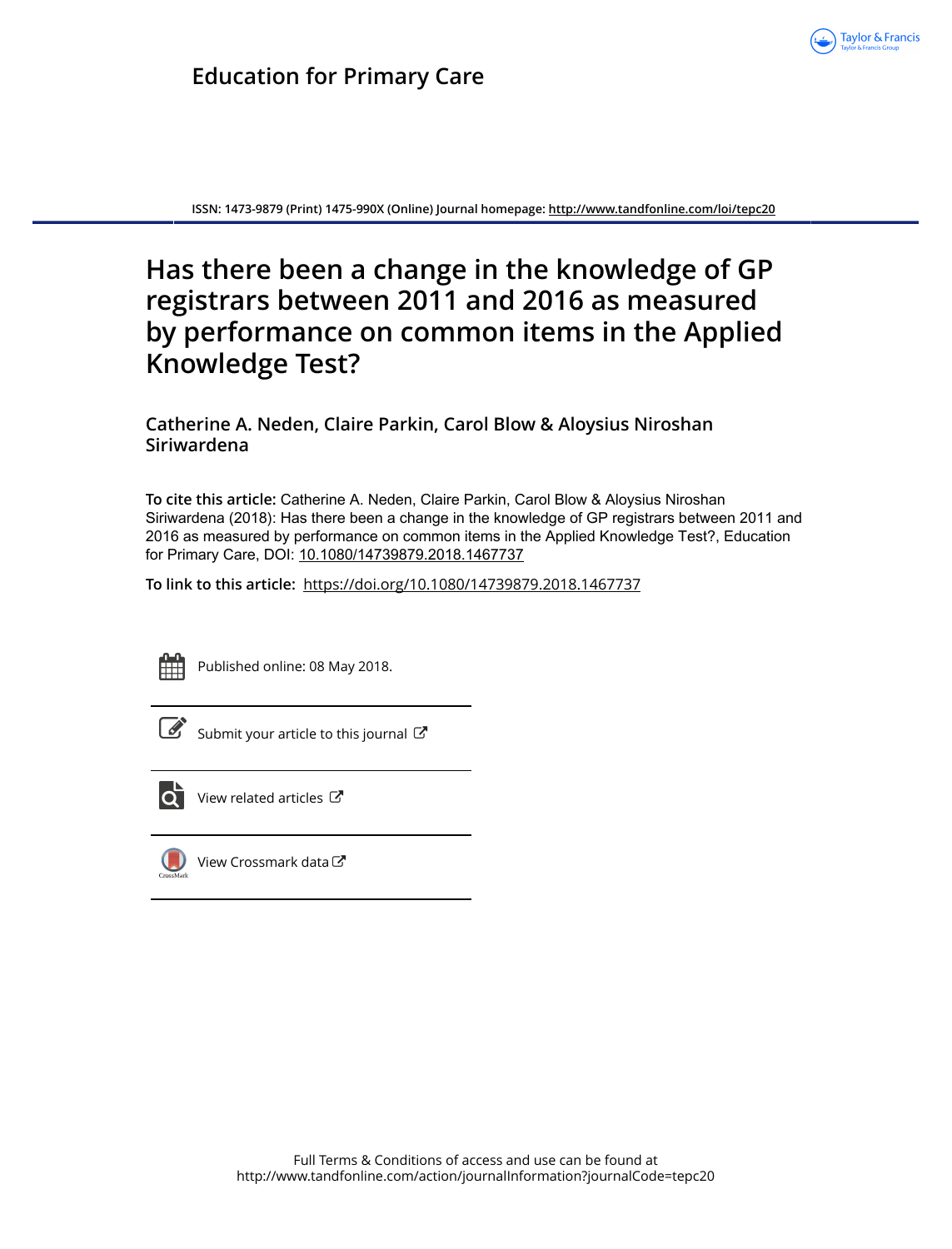# Education for Primary Care

ISSN: 1473-9879 (Print) 1475-990X (Online) Journal homepage: http://www.tandfonline.com/loi/tepc20

# Has there been a change in the knowledge of GP registrars between 2011 and 2016 as measured by performance on common items in the Applied Knowledge Test?

**Catherine A. Neden, Claire Parkin, Carol Blow & Aloysius Niroshan Siriwardena**

**To cite this article:** Catherine A. Neden, Claire Parkin, Carol Blow & Aloysius Niroshan Siriwardena (2018): Has there been a change in the knowledge of GP registrars between 2011 and 2016 as measured by performance on common items in the Applied Knowledge Test?, Education for Primary Care, DOI: 10.1080/14739879.2018.1467737

**To link to this article:** https://doi.org/10.1080/14739879.2018.1467737

Published online: 08 May 2018.

Submit your article to this journal

View related articles

View Crossmark data

Full Terms & Conditions of access and use can be found at http://www.tandfonline.com/action/journalInformation?journalCode=tepc20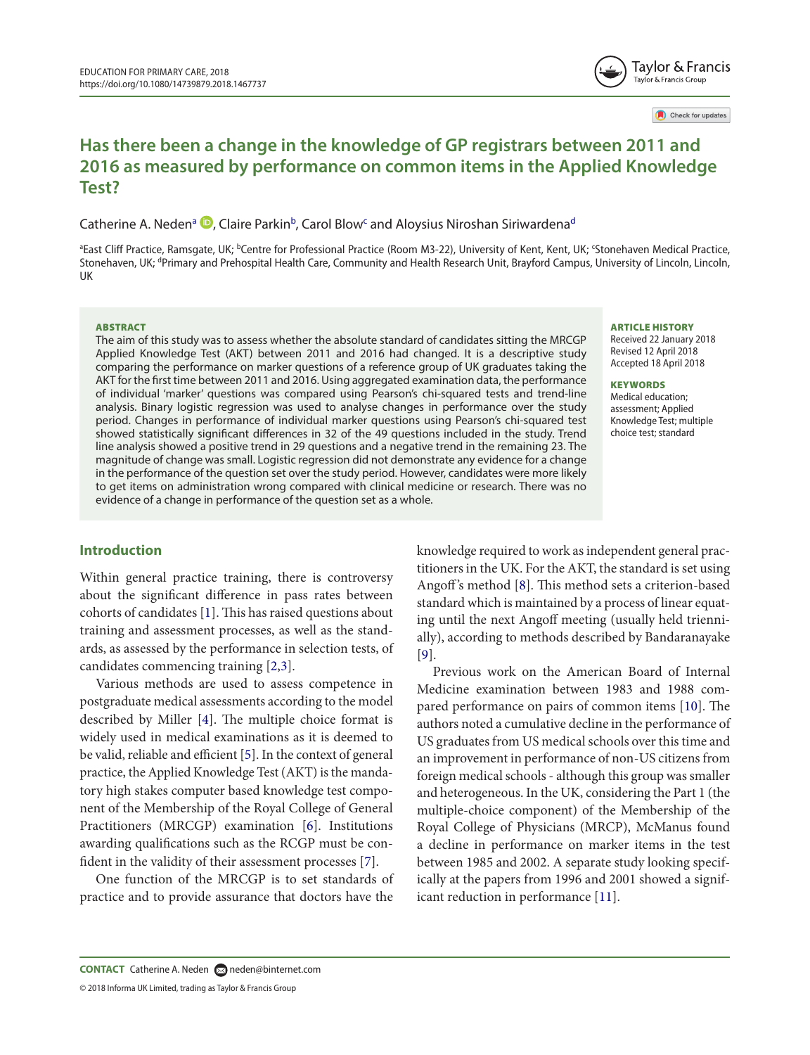# Has there been a change in the knowledge of GP registrars between 2011 and 2016 as measured by performance on common items in the Applied Knowledge Test?

Catherine A. Neden[a], Claire Parkin[b], Carol Blow[c] and Aloysius Niroshan Siriwardena[d]

[a]East Cliff Practice, Ramsgate, UK; [b]Centre for Professional Practice (Room M3-22), University of Kent, Kent, UK; [c]Stonehaven Medical Practice, Stonehaven, UK; [d]Primary and Prehospital Health Care, Community and Health Research Unit, Brayford Campus, University of Lincoln, Lincoln, UK

## ABSTRACT

The aim of this study was to assess whether the absolute standard of candidates sitting the MRCGP Applied Knowledge Test (AKT) between 2011 and 2016 had changed. It is a descriptive study comparing the performance on marker questions of a reference group of UK graduates taking the AKT for the first time between 2011 and 2016. Using aggregated examination data, the performance of individual 'marker' questions was compared using Pearson's chi-squared tests and trend-line analysis. Binary logistic regression was used to analyse changes in performance over the study period. Changes in performance of individual marker questions using Pearson's chi-squared test showed statistically significant differences in 32 of the 49 questions included in the study. Trend line analysis showed a positive trend in 29 questions and a negative trend in the remaining 23. The magnitude of change was small. Logistic regression did not demonstrate any evidence for a change in the performance of the question set over the study period. However, candidates were more likely to get items on administration wrong compared with clinical medicine or research. There was no evidence of a change in performance of the question set as a whole.

**ARTICLE HISTORY**
Received 22 January 2018
Revised 12 April 2018
Accepted 18 April 2018

**KEYWORDS**
Medical education; assessment; Applied Knowledge Test; multiple choice test; standard

## Introduction

Within general practice training, there is controversy about the significant difference in pass rates between cohorts of candidates [1]. This has raised questions about training and assessment processes, as well as the standards, as assessed by the performance in selection tests, of candidates commencing training [2,3].

Various methods are used to assess competence in postgraduate medical assessments according to the model described by Miller [4]. The multiple choice format is widely used in medical examinations as it is deemed to be valid, reliable and efficient [5]. In the context of general practice, the Applied Knowledge Test (AKT) is the mandatory high stakes computer based knowledge test component of the Membership of the Royal College of General Practitioners (MRCGP) examination [6]. Institutions awarding qualifications such as the RCGP must be confident in the validity of their assessment processes [7].

One function of the MRCGP is to set standards of practice and to provide assurance that doctors have the knowledge required to work as independent general practitioners in the UK. For the AKT, the standard is set using Angoff's method [8]. This method sets a criterion-based standard which is maintained by a process of linear equating until the next Angoff meeting (usually held triennially), according to methods described by Bandaranayake [9].

Previous work on the American Board of Internal Medicine examination between 1983 and 1988 compared performance on pairs of common items [10]. The authors noted a cumulative decline in the performance of US graduates from US medical schools over this time and an improvement in performance of non-US citizens from foreign medical schools - although this group was smaller and heterogeneous. In the UK, considering the Part 1 (the multiple-choice component) of the Membership of the Royal College of Physicians (MRCP), McManus found a decline in performance on marker items in the test between 1985 and 2002. A separate study looking specifically at the papers from 1996 and 2001 showed a significant reduction in performance [11].

**CONTACT** Catherine A. Neden neden@binternet.com

© 2018 Informa UK Limited, trading as Taylor & Francis Group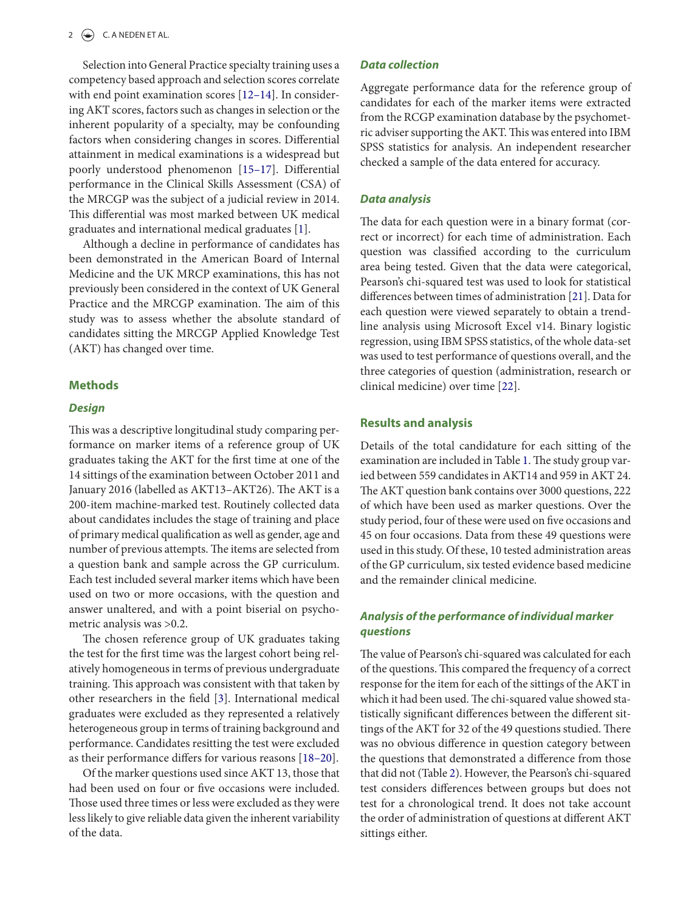Selection into General Practice specialty training uses a competency based approach and selection scores correlate with end point examination scores [12–14]. In considering AKT scores, factors such as changes in selection or the inherent popularity of a specialty, may be confounding factors when considering changes in scores. Differential attainment in medical examinations is a widespread but poorly understood phenomenon [15–17]. Differential performance in the Clinical Skills Assessment (CSA) of the MRCGP was the subject of a judicial review in 2014. This differential was most marked between UK medical graduates and international medical graduates [1].

Although a decline in performance of candidates has been demonstrated in the American Board of Internal Medicine and the UK MRCP examinations, this has not previously been considered in the context of UK General Practice and the MRCGP examination. The aim of this study was to assess whether the absolute standard of candidates sitting the MRCGP Applied Knowledge Test (AKT) has changed over time.

## Methods

### Design

This was a descriptive longitudinal study comparing performance on marker items of a reference group of UK graduates taking the AKT for the first time at one of the 14 sittings of the examination between October 2011 and January 2016 (labelled as AKT13–AKT26). The AKT is a 200-item machine-marked test. Routinely collected data about candidates includes the stage of training and place of primary medical qualification as well as gender, age and number of previous attempts. The items are selected from a question bank and sample across the GP curriculum. Each test included several marker items which have been used on two or more occasions, with the question and answer unaltered, and with a point biserial on psychometric analysis was >0.2.

The chosen reference group of UK graduates taking the test for the first time was the largest cohort being relatively homogeneous in terms of previous undergraduate training. This approach was consistent with that taken by other researchers in the field [3]. International medical graduates were excluded as they represented a relatively heterogeneous group in terms of training background and performance. Candidates resitting the test were excluded as their performance differs for various reasons [18–20].

Of the marker questions used since AKT 13, those that had been used on four or five occasions were included. Those used three times or less were excluded as they were less likely to give reliable data given the inherent variability of the data.

### Data collection

Aggregate performance data for the reference group of candidates for each of the marker items were extracted from the RCGP examination database by the psychometric adviser supporting the AKT. This was entered into IBM SPSS statistics for analysis. An independent researcher checked a sample of the data entered for accuracy.

### Data analysis

The data for each question were in a binary format (correct or incorrect) for each time of administration. Each question was classified according to the curriculum area being tested. Given that the data were categorical, Pearson's chi-squared test was used to look for statistical differences between times of administration [21]. Data for each question were viewed separately to obtain a trend-line analysis using Microsoft Excel v14. Binary logistic regression, using IBM SPSS statistics, of the whole data-set was used to test performance of questions overall, and the three categories of question (administration, research or clinical medicine) over time [22].

## Results and analysis

Details of the total candidature for each sitting of the examination are included in Table 1. The study group varied between 559 candidates in AKT14 and 959 in AKT 24. The AKT question bank contains over 3000 questions, 222 of which have been used as marker questions. Over the study period, four of these were used on five occasions and 45 on four occasions. Data from these 49 questions were used in this study. Of these, 10 tested administration areas of the GP curriculum, six tested evidence based medicine and the remainder clinical medicine.

### Analysis of the performance of individual marker questions

The value of Pearson's chi-squared was calculated for each of the questions. This compared the frequency of a correct response for the item for each of the sittings of the AKT in which it had been used. The chi-squared value showed statistically significant differences between the different sittings of the AKT for 32 of the 49 questions studied. There was no obvious difference in question category between the questions that demonstrated a difference from those that did not (Table 2). However, the Pearson's chi-squared test considers differences between groups but does not test for a chronological trend. It does not take account the order of administration of questions at different AKT sittings either.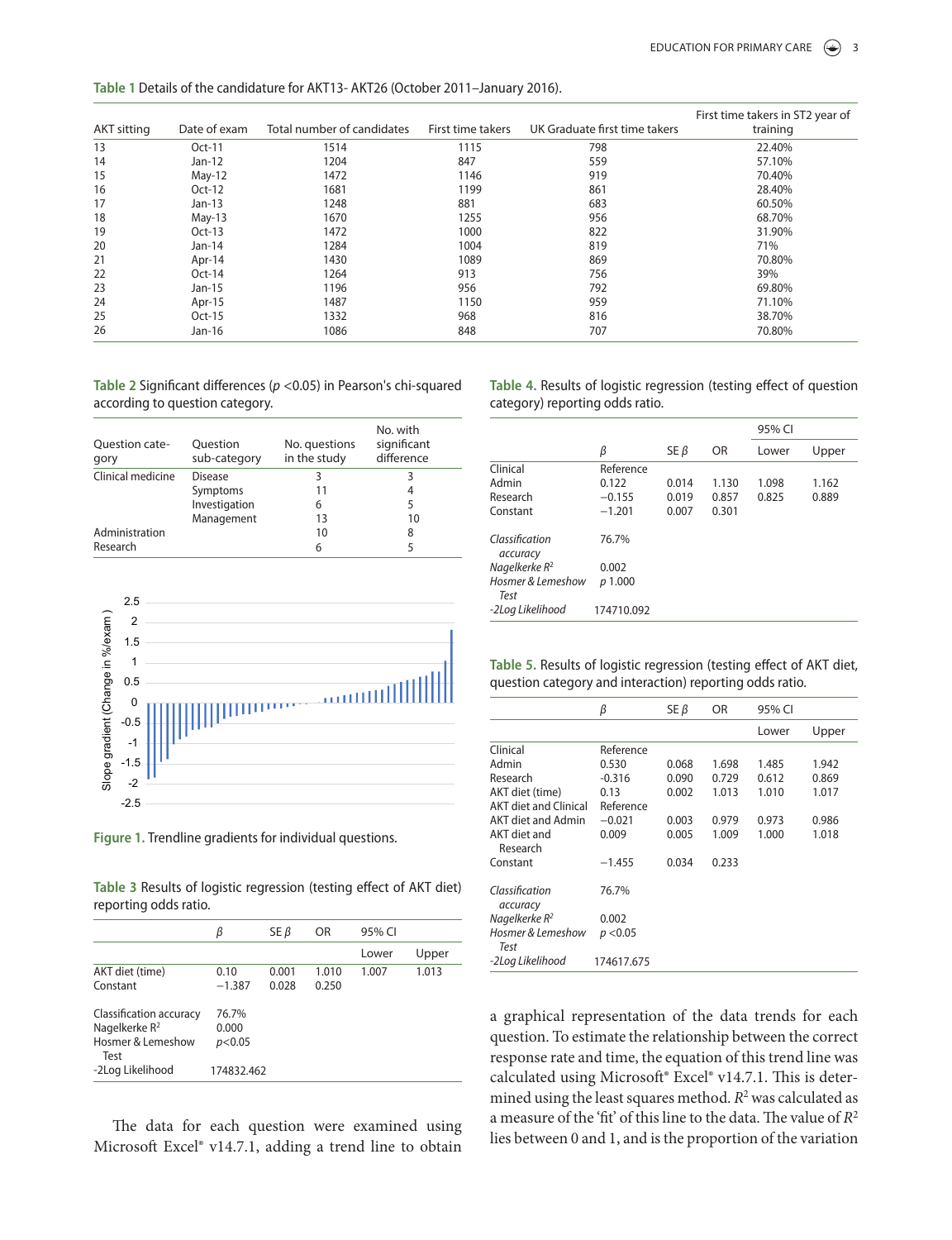**Table 1** Details of the candidature for AKT13- AKT26 (October 2011–January 2016).

| AKT sitting | Date of exam | Total number of candidates | First time takers | UK Graduate first time takers | First time takers in ST2 year of training |
|---|---|---|---|---|---|
| 13 | Oct-11 | 1514 | 1115 | 798 | 22.40% |
| 14 | Jan-12 | 1204 | 847 | 559 | 57.10% |
| 15 | May-12 | 1472 | 1146 | 919 | 70.40% |
| 16 | Oct-12 | 1681 | 1199 | 861 | 28.40% |
| 17 | Jan-13 | 1248 | 881 | 683 | 60.50% |
| 18 | May-13 | 1670 | 1255 | 956 | 68.70% |
| 19 | Oct-13 | 1472 | 1000 | 822 | 31.90% |
| 20 | Jan-14 | 1284 | 1004 | 819 | 71% |
| 21 | Apr-14 | 1430 | 1089 | 869 | 70.80% |
| 22 | Oct-14 | 1264 | 913 | 756 | 39% |
| 23 | Jan-15 | 1196 | 956 | 792 | 69.80% |
| 24 | Apr-15 | 1487 | 1150 | 959 | 71.10% |
| 25 | Oct-15 | 1332 | 968 | 816 | 38.70% |
| 26 | Jan-16 | 1086 | 848 | 707 | 70.80% |

**Table 2** Significant differences ($p$ <0.05) in Pearson's chi-squared according to question category.

| Question category | Question sub-category | No. questions in the study | No. with significant difference |
|---|---|---|---|
| Clinical medicine | Disease | 3 | 3 |
| | Symptoms | 11 | 4 |
| | Investigation | 6 | 5 |
| | Management | 13 | 10 |
| Administration | | 10 | 8 |
| Research | | 6 | 5 |

**Figure 1.** Trendline gradients for individual questions.

**Table 3** Results of logistic regression (testing effect of AKT diet) reporting odds ratio.

| | $\beta$ | SE $\beta$ | OR | 95% CI | |
|---|---|---|---|---|---|
| | | | | Lower | Upper |
| AKT diet (time) | 0.10 | 0.001 | 1.010 | 1.007 | 1.013 |
| Constant | −1.387 | 0.028 | 0.250 | | |
| Classification accuracy | 76.7% | | | | |
| Nagelkerke $R^2$ | 0.000 | | | | |
| Hosmer & Lemeshow Test | $p$<0.05 | | | | |
| -2Log Likelihood | 174832.462 | | | | |

The data for each question were examined using Microsoft® Excel® v14.7.1, adding a trend line to obtain a graphical representation of the data trends for each question. To estimate the relationship between the correct response rate and time, the equation of this trend line was calculated using Microsoft® Excel® v14.7.1. This is determined using the least squares method. $R^2$ was calculated as a measure of the 'fit' of this line to the data. The value of $R^2$ lies between 0 and 1, and is the proportion of the variation

**Table 4.** Results of logistic regression (testing effect of question category) reporting odds ratio.

| | $\beta$ | SE $\beta$ | OR | 95% CI | |
|---|---|---|---|---|---|
| | | | | Lower | Upper |
| Clinical | Reference | | | | |
| Admin | 0.122 | 0.014 | 1.130 | 1.098 | 1.162 |
| Research | −0.155 | 0.019 | 0.857 | 0.825 | 0.889 |
| Constant | −1.201 | 0.007 | 0.301 | | |
| *Classification accuracy* | 76.7% | | | | |
| *Nagelkerke $R^2$* | 0.002 | | | | |
| *Hosmer & Lemeshow Test* | $p$ 1.000 | | | | |
| *-2Log Likelihood* | 174710.092 | | | | |

**Table 5.** Results of logistic regression (testing effect of AKT diet, question category and interaction) reporting odds ratio.

| | $\beta$ | SE $\beta$ | OR | 95% CI | |
|---|---|---|---|---|---|
| | | | | Lower | Upper |
| Clinical | Reference | | | | |
| Admin | 0.530 | 0.068 | 1.698 | 1.485 | 1.942 |
| Research | -0.316 | 0.090 | 0.729 | 0.612 | 0.869 |
| AKT diet (time) | 0.13 | 0.002 | 1.013 | 1.010 | 1.017 |
| AKT diet and Clinical | Reference | | | | |
| AKT diet and Admin | −0.021 | 0.003 | 0.979 | 0.973 | 0.986 |
| AKT diet and Research | 0.009 | 0.005 | 1.009 | 1.000 | 1.018 |
| Constant | −1.455 | 0.034 | 0.233 | | |
| *Classification accuracy* | 76.7% | | | | |
| *Nagelkerke $R^2$* | 0.002 | | | | |
| *Hosmer & Lemeshow Test* | $p$ <0.05 | | | | |
| *-2Log Likelihood* | 174617.675 | | | | |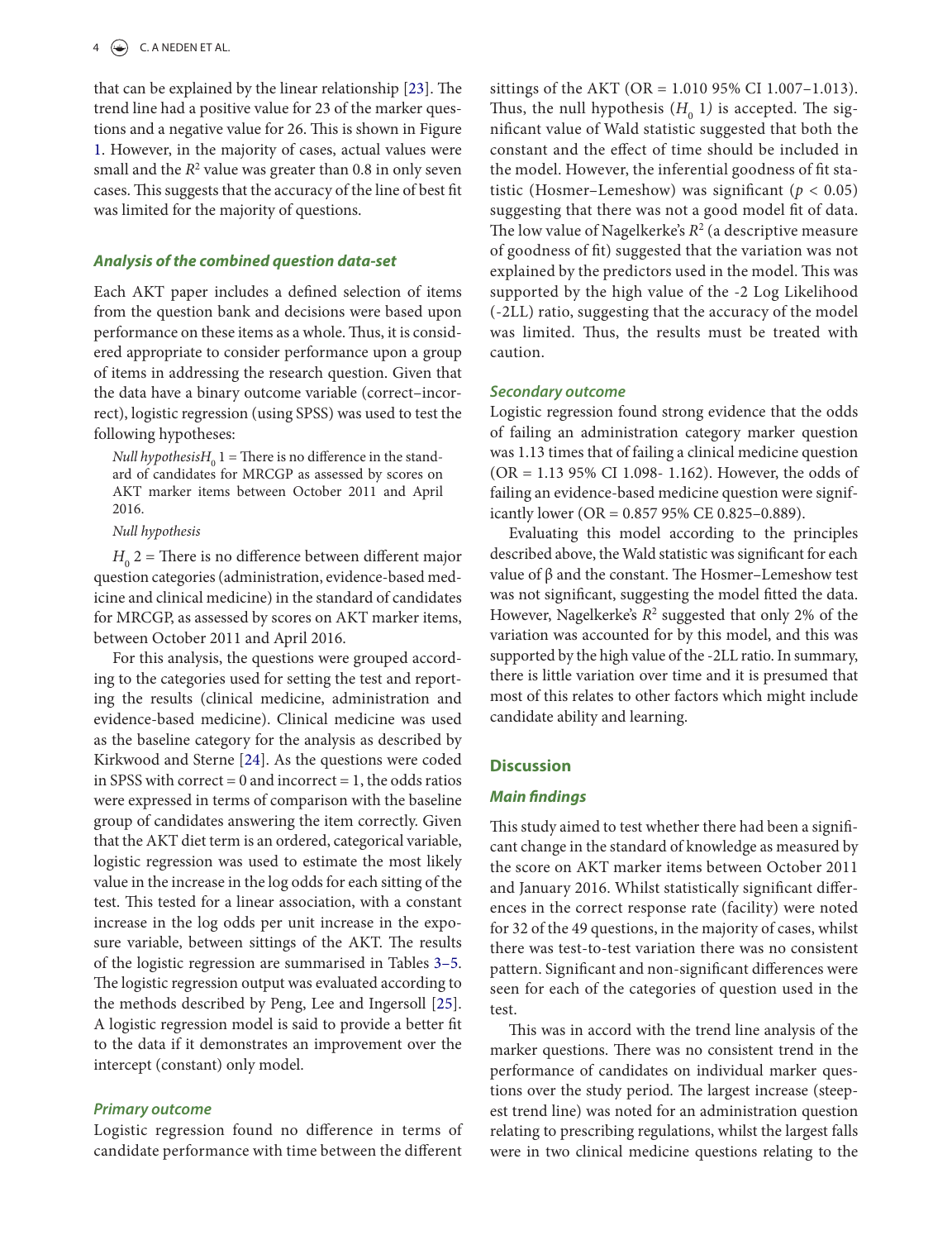that can be explained by the linear relationship [23]. The trend line had a positive value for 23 of the marker questions and a negative value for 26. This is shown in Figure 1. However, in the majority of cases, actual values were small and the $R^2$ value was greater than 0.8 in only seven cases. This suggests that the accuracy of the line of best fit was limited for the majority of questions.

### Analysis of the combined question data-set

Each AKT paper includes a defined selection of items from the question bank and decisions were based upon performance on these items as a whole. Thus, it is considered appropriate to consider performance upon a group of items in addressing the research question. Given that the data have a binary outcome variable (correct–incorrect), logistic regression (using SPSS) was used to test the following hypotheses:

*Null hypothesis*$H_0$ 1 = There is no difference in the standard of candidates for MRCGP as assessed by scores on AKT marker items between October 2011 and April 2016.

*Null hypothesis*

$H_0$ 2 = There is no difference between different major question categories (administration, evidence-based medicine and clinical medicine) in the standard of candidates for MRCGP, as assessed by scores on AKT marker items, between October 2011 and April 2016.

For this analysis, the questions were grouped according to the categories used for setting the test and reporting the results (clinical medicine, administration and evidence-based medicine). Clinical medicine was used as the baseline category for the analysis as described by Kirkwood and Sterne [24]. As the questions were coded in SPSS with correct = 0 and incorrect = 1, the odds ratios were expressed in terms of comparison with the baseline group of candidates answering the item correctly. Given that the AKT diet term is an ordered, categorical variable, logistic regression was used to estimate the most likely value in the increase in the log odds for each sitting of the test. This tested for a linear association, with a constant increase in the log odds per unit increase in the exposure variable, between sittings of the AKT. The results of the logistic regression are summarised in Tables 3–5. The logistic regression output was evaluated according to the methods described by Peng, Lee and Ingersoll [25]. A logistic regression model is said to provide a better fit to the data if it demonstrates an improvement over the intercept (constant) only model.

### Primary outcome

Logistic regression found no difference in terms of candidate performance with time between the different sittings of the AKT (OR = 1.010 95% CI 1.007–1.013). Thus, the null hypothesis ($H_0$ 1) is accepted. The significant value of Wald statistic suggested that both the constant and the effect of time should be included in the model. However, the inferential goodness of fit statistic (Hosmer–Lemeshow) was significant ($p < 0.05$) suggesting that there was not a good model fit of data. The low value of Nagelkerke's $R^2$ (a descriptive measure of goodness of fit) suggested that the variation was not explained by the predictors used in the model. This was supported by the high value of the -2 Log Likelihood (-2LL) ratio, suggesting that the accuracy of the model was limited. Thus, the results must be treated with caution.

### Secondary outcome

Logistic regression found strong evidence that the odds of failing an administration category marker question was 1.13 times that of failing a clinical medicine question (OR = 1.13 95% CI 1.098- 1.162). However, the odds of failing an evidence-based medicine question were significantly lower (OR = 0.857 95% CE 0.825–0.889).

Evaluating this model according to the principles described above, the Wald statistic was significant for each value of β and the constant. The Hosmer–Lemeshow test was not significant, suggesting the model fitted the data. However, Nagelkerke's $R^2$ suggested that only 2% of the variation was accounted for by this model, and this was supported by the high value of the -2LL ratio. In summary, there is little variation over time and it is presumed that most of this relates to other factors which might include candidate ability and learning.

## Discussion

### Main findings

This study aimed to test whether there had been a significant change in the standard of knowledge as measured by the score on AKT marker items between October 2011 and January 2016. Whilst statistically significant differences in the correct response rate (facility) were noted for 32 of the 49 questions, in the majority of cases, whilst there was test-to-test variation there was no consistent pattern. Significant and non-significant differences were seen for each of the categories of question used in the test.

This was in accord with the trend line analysis of the marker questions. There was no consistent trend in the performance of candidates on individual marker questions over the study period. The largest increase (steepest trend line) was noted for an administration question relating to prescribing regulations, whilst the largest falls were in two clinical medicine questions relating to the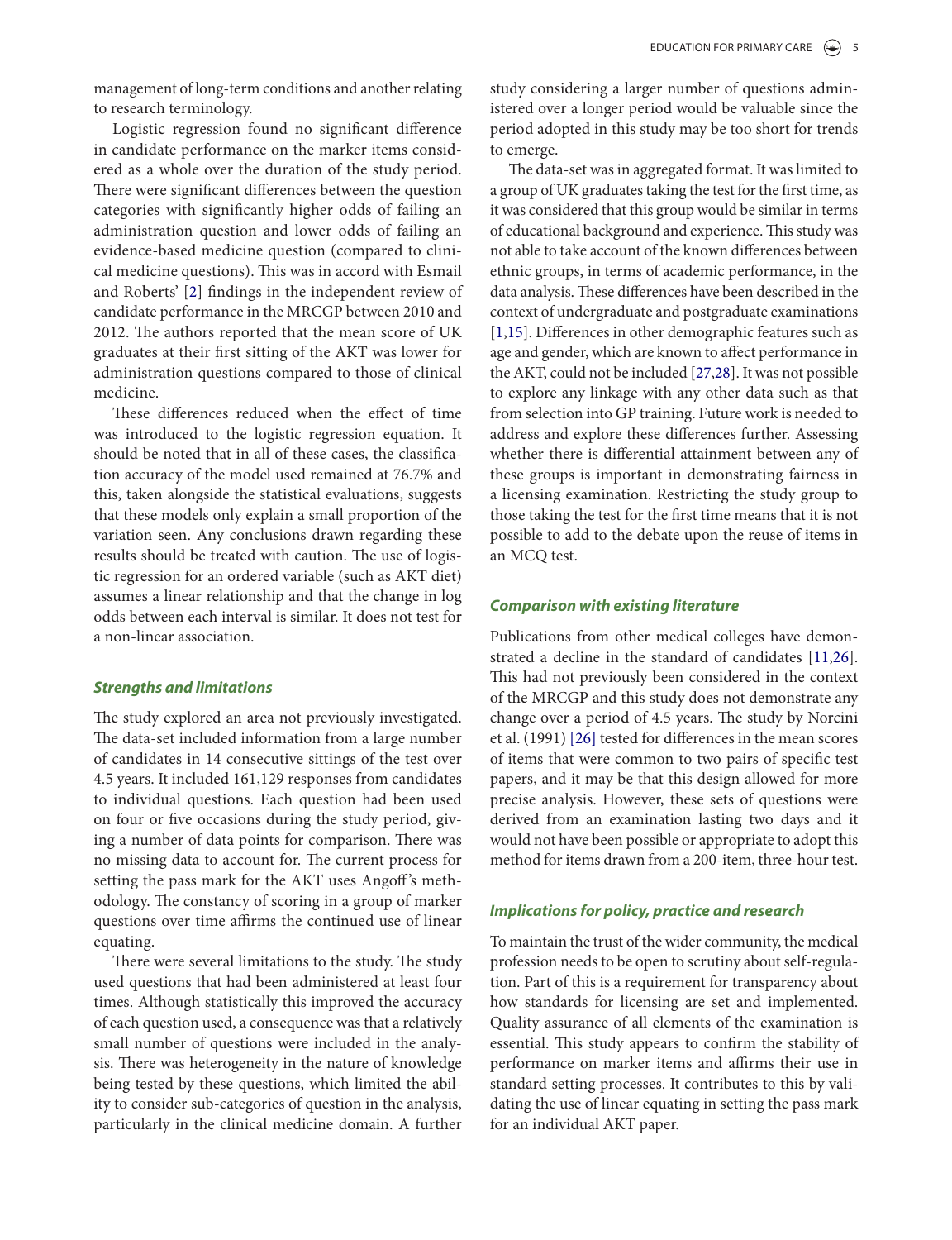management of long-term conditions and another relating to research terminology.

Logistic regression found no significant difference in candidate performance on the marker items considered as a whole over the duration of the study period. There were significant differences between the question categories with significantly higher odds of failing an administration question and lower odds of failing an evidence-based medicine question (compared to clinical medicine questions). This was in accord with Esmail and Roberts' [2] findings in the independent review of candidate performance in the MRCGP between 2010 and 2012. The authors reported that the mean score of UK graduates at their first sitting of the AKT was lower for administration questions compared to those of clinical medicine.

These differences reduced when the effect of time was introduced to the logistic regression equation. It should be noted that in all of these cases, the classification accuracy of the model used remained at 76.7% and this, taken alongside the statistical evaluations, suggests that these models only explain a small proportion of the variation seen. Any conclusions drawn regarding these results should be treated with caution. The use of logistic regression for an ordered variable (such as AKT diet) assumes a linear relationship and that the change in log odds between each interval is similar. It does not test for a non-linear association.

### *Strengths and limitations*

The study explored an area not previously investigated. The data-set included information from a large number of candidates in 14 consecutive sittings of the test over 4.5 years. It included 161,129 responses from candidates to individual questions. Each question had been used on four or five occasions during the study period, giving a number of data points for comparison. There was no missing data to account for. The current process for setting the pass mark for the AKT uses Angoff's methodology. The constancy of scoring in a group of marker questions over time affirms the continued use of linear equating.

There were several limitations to the study. The study used questions that had been administered at least four times. Although statistically this improved the accuracy of each question used, a consequence was that a relatively small number of questions were included in the analysis. There was heterogeneity in the nature of knowledge being tested by these questions, which limited the ability to consider sub-categories of question in the analysis, particularly in the clinical medicine domain. A further study considering a larger number of questions administered over a longer period would be valuable since the period adopted in this study may be too short for trends to emerge.

The data-set was in aggregated format. It was limited to a group of UK graduates taking the test for the first time, as it was considered that this group would be similar in terms of educational background and experience. This study was not able to take account of the known differences between ethnic groups, in terms of academic performance, in the data analysis. These differences have been described in the context of undergraduate and postgraduate examinations [1,15]. Differences in other demographic features such as age and gender, which are known to affect performance in the AKT, could not be included [27,28]. It was not possible to explore any linkage with any other data such as that from selection into GP training. Future work is needed to address and explore these differences further. Assessing whether there is differential attainment between any of these groups is important in demonstrating fairness in a licensing examination. Restricting the study group to those taking the test for the first time means that it is not possible to add to the debate upon the reuse of items in an MCQ test.

### *Comparison with existing literature*

Publications from other medical colleges have demonstrated a decline in the standard of candidates [11,26]. This had not previously been considered in the context of the MRCGP and this study does not demonstrate any change over a period of 4.5 years. The study by Norcini et al. (1991) [26] tested for differences in the mean scores of items that were common to two pairs of specific test papers, and it may be that this design allowed for more precise analysis. However, these sets of questions were derived from an examination lasting two days and it would not have been possible or appropriate to adopt this method for items drawn from a 200-item, three-hour test.

### *Implications for policy, practice and research*

To maintain the trust of the wider community, the medical profession needs to be open to scrutiny about self-regulation. Part of this is a requirement for transparency about how standards for licensing are set and implemented. Quality assurance of all elements of the examination is essential. This study appears to confirm the stability of performance on marker items and affirms their use in standard setting processes. It contributes to this by validating the use of linear equating in setting the pass mark for an individual AKT paper.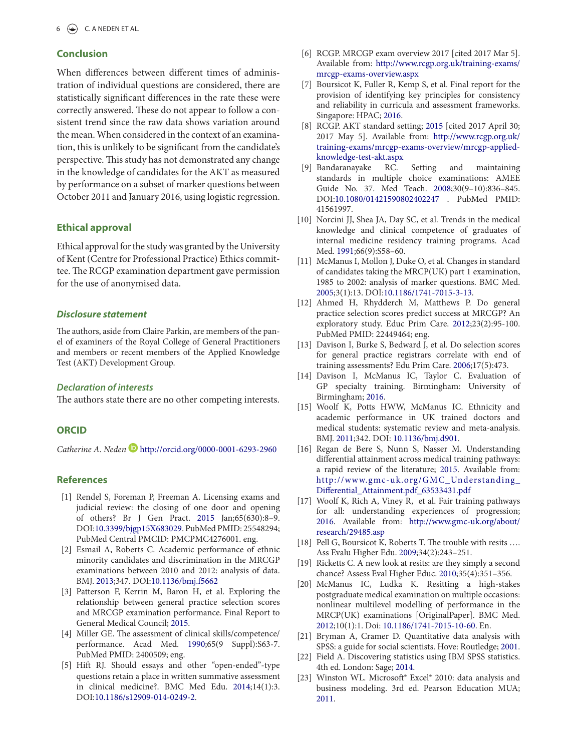## Conclusion

When differences between different times of administration of individual questions are considered, there are statistically significant differences in the rate these were correctly answered. These do not appear to follow a consistent trend since the raw data shows variation around the mean. When considered in the context of an examination, this is unlikely to be significant from the candidate's perspective. This study has not demonstrated any change in the knowledge of candidates for the AKT as measured by performance on a subset of marker questions between October 2011 and January 2016, using logistic regression.

## Ethical approval

Ethical approval for the study was granted by the University of Kent (Centre for Professional Practice) Ethics committee. The RCGP examination department gave permission for the use of anonymised data.

### *Disclosure statement*

The authors, aside from Claire Parkin, are members of the panel of examiners of the Royal College of General Practitioners and members or recent members of the Applied Knowledge Test (AKT) Development Group.

### *Declaration of interests*

The authors state there are no other competing interests.

## ORCID

*Catherine A. Neden* http://orcid.org/0000-0001-6293-2960

## References

[1] Rendel S, Foreman P, Freeman A. Licensing exams and judicial review: the closing of one door and opening of others? Br J Gen Pract. 2015 Jan;65(630):8–9. DOI:10.3399/bjgp15X683029. PubMed PMID: 25548294; PubMed Central PMCID: PMCPMC4276001. eng.

[2] Esmail A, Roberts C. Academic performance of ethnic minority candidates and discrimination in the MRCGP examinations between 2010 and 2012: analysis of data. BMJ. 2013;347. DOI:10.1136/bmj.f5662

[3] Patterson F, Kerrin M, Baron H, et al. Exploring the relationship between general practice selection scores and MRCGP examination performance. Final Report to General Medical Council; 2015.

[4] Miller GE. The assessment of clinical skills/competence/performance. Acad Med. 1990;65(9 Suppl):S63-7. PubMed PMID: 2400509; eng.

[5] Hift RJ. Should essays and other "open-ended"-type questions retain a place in written summative assessment in clinical medicine?. BMC Med Edu. 2014;14(1):3. DOI:10.1186/s12909-014-0249-2.

[6] RCGP. MRCGP exam overview 2017 [cited 2017 Mar 5]. Available from: http://www.rcgp.org.uk/training-exams/mrcgp-exams-overview.aspx

[7] Boursicot K, Fuller R, Kemp S, et al. Final report for the provision of identifying key principles for consistency and reliability in curricula and assessment frameworks. Singapore: HPAC; 2016.

[8] RCGP. AKT standard setting; 2015 [cited 2017 April 30; 2017 May 5]. Available from: http://www.rcgp.org.uk/training-exams/mrcgp-exams-overview/mrcgp-applied-knowledge-test-akt.aspx

[9] Bandaranayake RC. Setting and maintaining standards in multiple choice examinations: AMEE Guide No. 37. Med Teach. 2008;30(9–10):836–845. DOI:10.1080/01421590802402247 . PubMed PMID: 41561997.

[10] Norcini JJ, Shea JA, Day SC, et al. Trends in the medical knowledge and clinical competence of graduates of internal medicine residency training programs. Acad Med. 1991;66(9):S58–60.

[11] McManus I, Mollon J, Duke O, et al. Changes in standard of candidates taking the MRCP(UK) part 1 examination, 1985 to 2002: analysis of marker questions. BMC Med. 2005;3(1):13. DOI:10.1186/1741-7015-3-13.

[12] Ahmed H, Rhydderch M, Matthews P. Do general practice selection scores predict success at MRCGP? An exploratory study. Educ Prim Care. 2012;23(2):95-100. PubMed PMID: 22449464; eng.

[13] Davison I, Burke S, Bedward J, et al. Do selection scores for general practice registrars correlate with end of training assessments? Edu Prim Care. 2006;17(5):473.

[14] Davison I, McManus IC, Taylor C. Evaluation of GP specialty training. Birmingham: University of Birmingham; 2016.

[15] Woolf K, Potts HWW, McManus IC. Ethnicity and academic performance in UK trained doctors and medical students: systematic review and meta-analysis. BMJ. 2011;342. DOI: 10.1136/bmj.d901.

[16] Regan de Bere S, Nunn S, Nasser M. Understanding differential attainment across medical training pathways: a rapid review of the literature; 2015. Available from: http://www.gmc-uk.org/GMC_Understanding_Differential_Attainment.pdf_63533431.pdf

[17] Woolf K, Rich A, Viney R, et al. Fair training pathways for all: understanding experiences of progression; 2016. Available from: http://www.gmc-uk.org/about/research/29485.asp

[18] Pell G, Boursicot K, Roberts T. The trouble with resits …. Ass Evalu Higher Edu. 2009;34(2):243–251.

[19] Ricketts C. A new look at resits: are they simply a second chance? Assess Eval Higher Educ. 2010;35(4):351–356.

[20] McManus IC, Ludka K. Resitting a high-stakes postgraduate medical examination on multiple occasions: nonlinear multilevel modelling of performance in the MRCP(UK) examinations [OriginalPaper]. BMC Med. 2012;10(1):1. Doi: 10.1186/1741-7015-10-60. En.

[21] Bryman A, Cramer D. Quantitative data analysis with SPSS: a guide for social scientists. Hove: Routledge; 2001.

[22] Field A. Discovering statistics using IBM SPSS statistics. 4th ed. London: Sage; 2014.

[23] Winston WL. Microsoft® Excel® 2010: data analysis and business modeling. 3rd ed. Pearson Education MUA; 2011.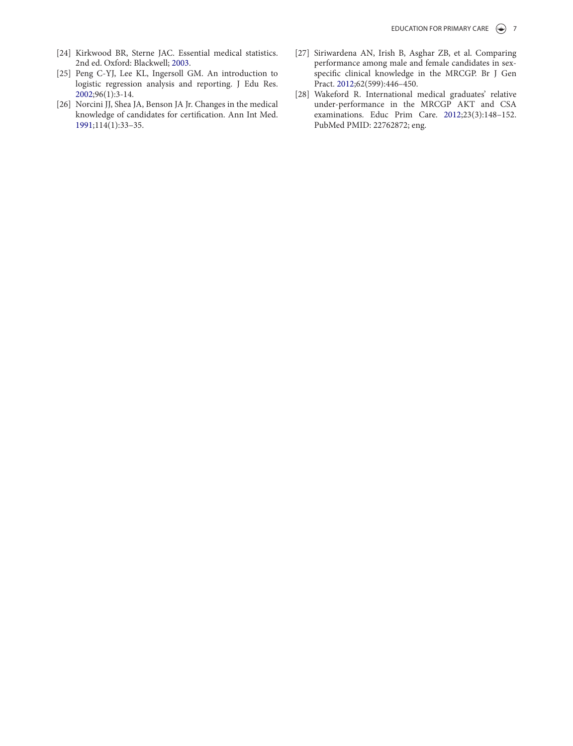[24] Kirkwood BR, Sterne JAC. Essential medical statistics. 2nd ed. Oxford: Blackwell; 2003.

[25] Peng C-YJ, Lee KL, Ingersoll GM. An introduction to logistic regression analysis and reporting. J Edu Res. 2002;96(1):3-14.

[26] Norcini JJ, Shea JA, Benson JA Jr. Changes in the medical knowledge of candidates for certification. Ann Int Med. 1991;114(1):33–35.

[27] Siriwardena AN, Irish B, Asghar ZB, et al. Comparing performance among male and female candidates in sex-specific clinical knowledge in the MRCGP. Br J Gen Pract. 2012;62(599):446–450.

[28] Wakeford R. International medical graduates' relative under-performance in the MRCGP AKT and CSA examinations. Educ Prim Care. 2012;23(3):148–152. PubMed PMID: 22762872; eng.